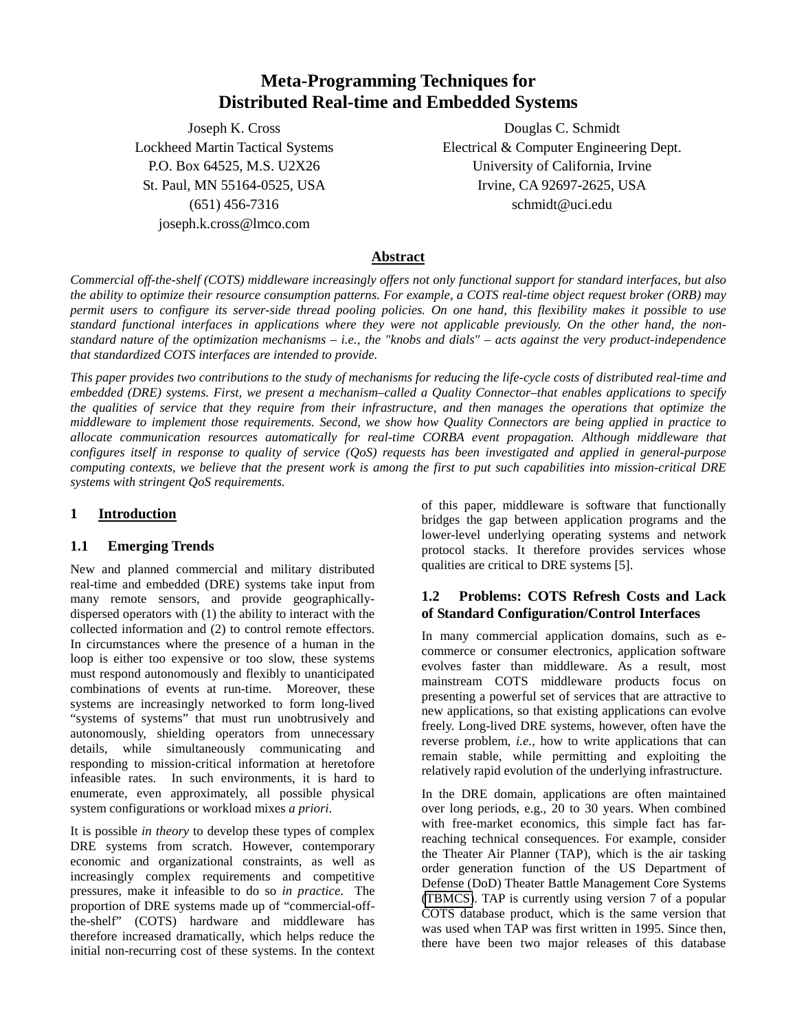# Meta-Programming Techniques for Distributed Real-time and Embedded Systems

Joseph K. Cross
Lockheed Martin Tactical Systems
P.O. Box 64525, M.S. U2X26
St. Paul, MN 55164-0525, USA
(651) 456-7316
joseph.k.cross@lmco.com

Douglas C. Schmidt
Electrical & Computer Engineering Dept.
University of California, Irvine
Irvine, CA 92697-2625, USA
schmidt@uci.edu

## Abstract

*Commercial off-the-shelf (COTS) middleware increasingly offers not only functional support for standard interfaces, but also the ability to optimize their resource consumption patterns. For example, a COTS real-time object request broker (ORB) may permit users to configure its server-side thread pooling policies. On one hand, this flexibility makes it possible to use standard functional interfaces in applications where they were not applicable previously. On the other hand, the non-standard nature of the optimization mechanisms – i.e., the "knobs and dials" – acts against the very product-independence that standardized COTS interfaces are intended to provide.*

*This paper provides two contributions to the study of mechanisms for reducing the life-cycle costs of distributed real-time and embedded (DRE) systems. First, we present a mechanism–called a Quality Connector–that enables applications to specify the qualities of service that they require from their infrastructure, and then manages the operations that optimize the middleware to implement those requirements. Second, we show how Quality Connectors are being applied in practice to allocate communication resources automatically for real-time CORBA event propagation. Although middleware that configures itself in response to quality of service (QoS) requests has been investigated and applied in general-purpose computing contexts, we believe that the present work is among the first to put such capabilities into mission-critical DRE systems with stringent QoS requirements.*

## 1 Introduction

### 1.1 Emerging Trends

New and planned commercial and military distributed real-time and embedded (DRE) systems take input from many remote sensors, and provide geographically-dispersed operators with (1) the ability to interact with the collected information and (2) to control remote effectors. In circumstances where the presence of a human in the loop is either too expensive or too slow, these systems must respond autonomously and flexibly to unanticipated combinations of events at run-time. Moreover, these systems are increasingly networked to form long-lived "systems of systems" that must run unobtrusively and autonomously, shielding operators from unnecessary details, while simultaneously communicating and responding to mission-critical information at heretofore infeasible rates. In such environments, it is hard to enumerate, even approximately, all possible physical system configurations or workload mixes *a priori*.

It is possible *in theory* to develop these types of complex DRE systems from scratch. However, contemporary economic and organizational constraints, as well as increasingly complex requirements and competitive pressures, make it infeasible to do so *in practice*. The proportion of DRE systems made up of "commercial-off-the-shelf" (COTS) hardware and middleware has therefore increased dramatically, which helps reduce the initial non-recurring cost of these systems. In the context of this paper, middleware is software that functionally bridges the gap between application programs and the lower-level underlying operating systems and network protocol stacks. It therefore provides services whose qualities are critical to DRE systems [5].

### 1.2 Problems: COTS Refresh Costs and Lack of Standard Configuration/Control Interfaces

In many commercial application domains, such as e-commerce or consumer electronics, application software evolves faster than middleware. As a result, most mainstream COTS middleware products focus on presenting a powerful set of services that are attractive to new applications, so that existing applications can evolve freely. Long-lived DRE systems, however, often have the reverse problem, *i.e.,* how to write applications that can remain stable, while permitting and exploiting the relatively rapid evolution of the underlying infrastructure.

In the DRE domain, applications are often maintained over long periods, e.g., 20 to 30 years. When combined with free-market economics, this simple fact has far-reaching technical consequences. For example, consider the Theater Air Planner (TAP), which is the air tasking order generation function of the US Department of Defense (DoD) Theater Battle Management Core Systems (TBMCS). TAP is currently using version 7 of a popular COTS database product, which is the same version that was used when TAP was first written in 1995. Since then, there have been two major releases of this database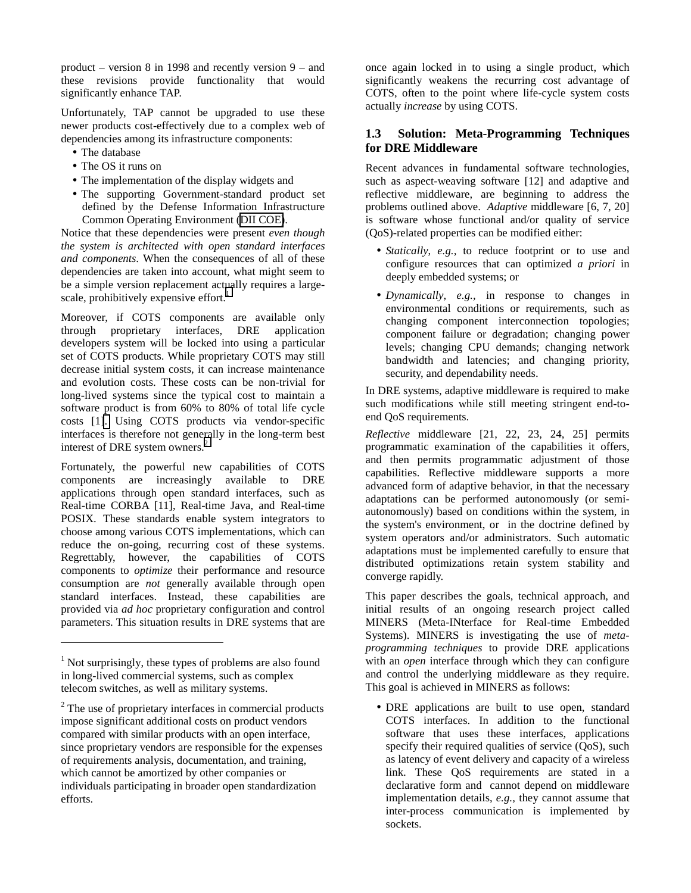product – version 8 in 1998 and recently version 9 – and these revisions provide functionality that would significantly enhance TAP.

Unfortunately, TAP cannot be upgraded to use these newer products cost-effectively due to a complex web of dependencies among its infrastructure components:

- The database
- The OS it runs on
- The implementation of the display widgets and
- The supporting Government-standard product set defined by the Defense Information Infrastructure Common Operating Environment (DII COE).

Notice that these dependencies were present *even though the system is architected with open standard interfaces and components*. When the consequences of all of these dependencies are taken into account, what might seem to be a simple version replacement actually requires a large-scale, prohibitively expensive effort.[1]

Moreover, if COTS components are available only through proprietary interfaces, DRE application developers system will be locked into using a particular set of COTS products. While proprietary COTS may still decrease initial system costs, it can increase maintenance and evolution costs. These costs can be non-trivial for long-lived systems since the typical cost to maintain a software product is from 60% to 80% of total life cycle costs [1]. Using COTS products via vendor-specific interfaces is therefore not generally in the long-term best interest of DRE system owners.[2]

Fortunately, the powerful new capabilities of COTS components are increasingly available to DRE applications through open standard interfaces, such as Real-time CORBA [11], Real-time Java, and Real-time POSIX. These standards enable system integrators to choose among various COTS implementations, which can reduce the on-going, recurring cost of these systems. Regrettably, however, the capabilities of COTS components to *optimize* their performance and resource consumption are *not* generally available through open standard interfaces. Instead, these capabilities are provided via *ad hoc* proprietary configuration and control parameters. This situation results in DRE systems that are once again locked in to using a single product, which significantly weakens the recurring cost advantage of COTS, often to the point where life-cycle system costs actually *increase* by using COTS.

### 1.3 Solution: Meta-Programming Techniques for DRE Middleware

Recent advances in fundamental software technologies, such as aspect-weaving software [12] and adaptive and reflective middleware, are beginning to address the problems outlined above. *Adaptive* middleware [6, 7, 20] is software whose functional and/or quality of service (QoS)-related properties can be modified either:

- *Statically*, *e.g.,* to reduce footprint or to use and configure resources that can optimized *a priori* in deeply embedded systems; or
- *Dynamically*, *e.g.,* in response to changes in environmental conditions or requirements, such as changing component interconnection topologies; component failure or degradation; changing power levels; changing CPU demands; changing network bandwidth and latencies; and changing priority, security, and dependability needs.

In DRE systems, adaptive middleware is required to make such modifications while still meeting stringent end-to-end QoS requirements.

*Reflective* middleware [21, 22, 23, 24, 25] permits programmatic examination of the capabilities it offers, and then permits programmatic adjustment of those capabilities. Reflective middleware supports a more advanced form of adaptive behavior, in that the necessary adaptations can be performed autonomously (or semi-autonomously) based on conditions within the system, in the system's environment, or in the doctrine defined by system operators and/or administrators. Such automatic adaptations must be implemented carefully to ensure that distributed optimizations retain system stability and converge rapidly.

This paper describes the goals, technical approach, and initial results of an ongoing research project called MINERS (Meta-INterface for Real-time Embedded Systems). MINERS is investigating the use of *meta-programming techniques* to provide DRE applications with an *open* interface through which they can configure and control the underlying middleware as they require. This goal is achieved in MINERS as follows:

- DRE applications are built to use open, standard COTS interfaces. In addition to the functional software that uses these interfaces, applications specify their required qualities of service (QoS), such as latency of event delivery and capacity of a wireless link. These QoS requirements are stated in a declarative form and cannot depend on middleware implementation details, *e.g.,* they cannot assume that inter-process communication is implemented by sockets.

---

[1] Not surprisingly, these types of problems are also found in long-lived commercial systems, such as complex telecom switches, as well as military systems.

[2] The use of proprietary interfaces in commercial products impose significant additional costs on product vendors compared with similar products with an open interface, since proprietary vendors are responsible for the expenses of requirements analysis, documentation, and training, which cannot be amortized by other companies or individuals participating in broader open standardization efforts.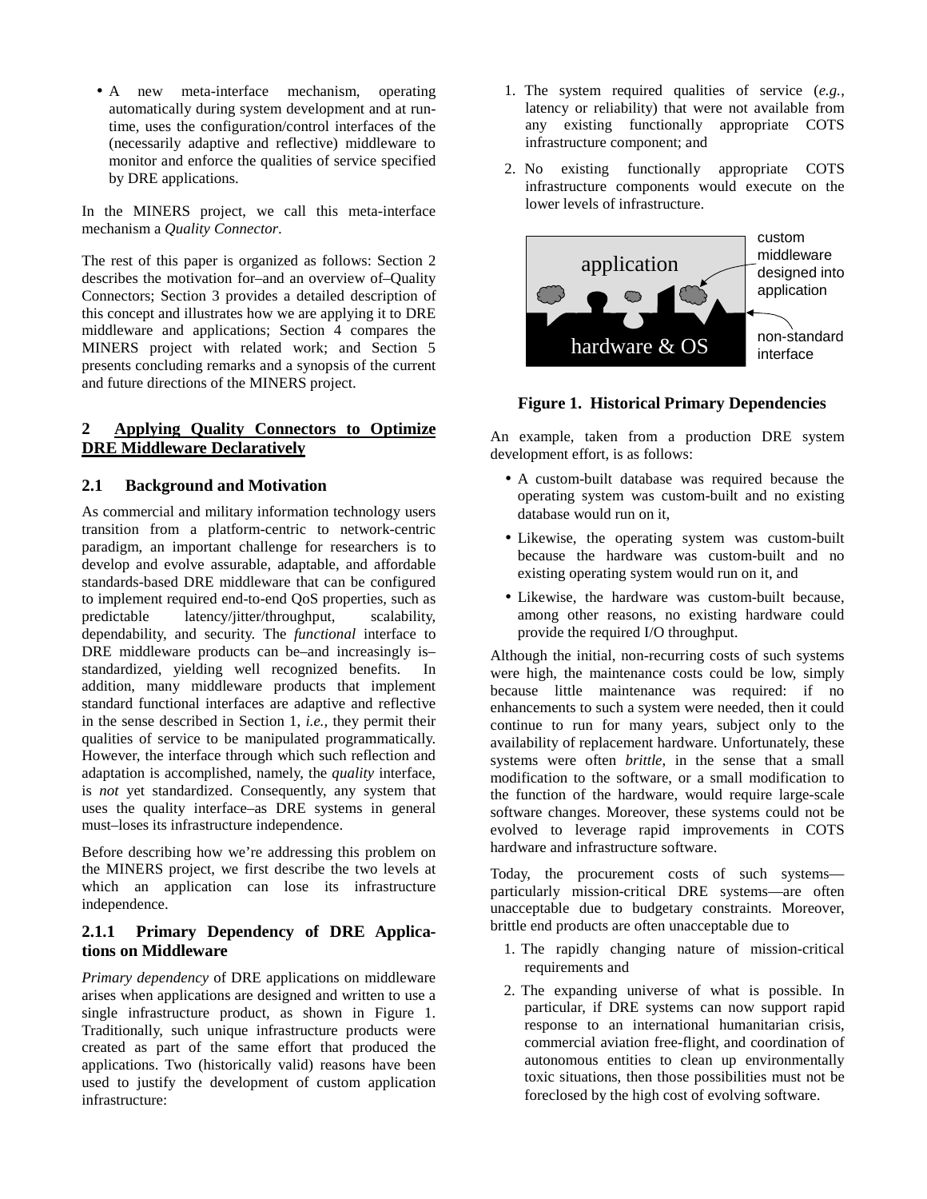- A new meta-interface mechanism, operating automatically during system development and at run-time, uses the configuration/control interfaces of the (necessarily adaptive and reflective) middleware to monitor and enforce the qualities of service specified by DRE applications.

In the MINERS project, we call this meta-interface mechanism a *Quality Connector*.

The rest of this paper is organized as follows: Section 2 describes the motivation for–and an overview of–Quality Connectors; Section 3 provides a detailed description of this concept and illustrates how we are applying it to DRE middleware and applications; Section 4 compares the MINERS project with related work; and Section 5 presents concluding remarks and a synopsis of the current and future directions of the MINERS project.

## 2 Applying Quality Connectors to Optimize DRE Middleware Declaratively

### 2.1 Background and Motivation

As commercial and military information technology users transition from a platform-centric to network-centric paradigm, an important challenge for researchers is to develop and evolve assurable, adaptable, and affordable standards-based DRE middleware that can be configured to implement required end-to-end QoS properties, such as predictable latency/jitter/throughput, scalability, dependability, and security. The *functional* interface to DRE middleware products can be–and increasingly is–standardized, yielding well recognized benefits. In addition, many middleware products that implement standard functional interfaces are adaptive and reflective in the sense described in Section 1, *i.e.*, they permit their qualities of service to be manipulated programmatically. However, the interface through which such reflection and adaptation is accomplished, namely, the *quality* interface, is *not* yet standardized. Consequently, any system that uses the quality interface–as DRE systems in general must–loses its infrastructure independence.

Before describing how we're addressing this problem on the MINERS project, we first describe the two levels at which an application can lose its infrastructure independence.

#### 2.1.1 Primary Dependency of DRE Applications on Middleware

*Primary dependency* of DRE applications on middleware arises when applications are designed and written to use a single infrastructure product, as shown in Figure 1. Traditionally, such unique infrastructure products were created as part of the same effort that produced the applications. Two (historically valid) reasons have been used to justify the development of custom application infrastructure:

1. The system required qualities of service (*e.g.*, latency or reliability) that were not available from any existing functionally appropriate COTS infrastructure component; and
2. No existing functionally appropriate COTS infrastructure components would execute on the lower levels of infrastructure.

application

hardware & OS

custom middleware designed into application

non-standard interface

**Figure 1. Historical Primary Dependencies**

An example, taken from a production DRE system development effort, is as follows:

- A custom-built database was required because the operating system was custom-built and no existing database would run on it,
- Likewise, the operating system was custom-built because the hardware was custom-built and no existing operating system would run on it, and
- Likewise, the hardware was custom-built because, among other reasons, no existing hardware could provide the required I/O throughput.

Although the initial, non-recurring costs of such systems were high, the maintenance costs could be low, simply because little maintenance was required: if no enhancements to such a system were needed, then it could continue to run for many years, subject only to the availability of replacement hardware. Unfortunately, these systems were often *brittle*, in the sense that a small modification to the software, or a small modification to the function of the hardware, would require large-scale software changes. Moreover, these systems could not be evolved to leverage rapid improvements in COTS hardware and infrastructure software.

Today, the procurement costs of such systems—particularly mission-critical DRE systems—are often unacceptable due to budgetary constraints. Moreover, brittle end products are often unacceptable due to

1. The rapidly changing nature of mission-critical requirements and
2. The expanding universe of what is possible. In particular, if DRE systems can now support rapid response to an international humanitarian crisis, commercial aviation free-flight, and coordination of autonomous entities to clean up environmentally toxic situations, then those possibilities must not be foreclosed by the high cost of evolving software.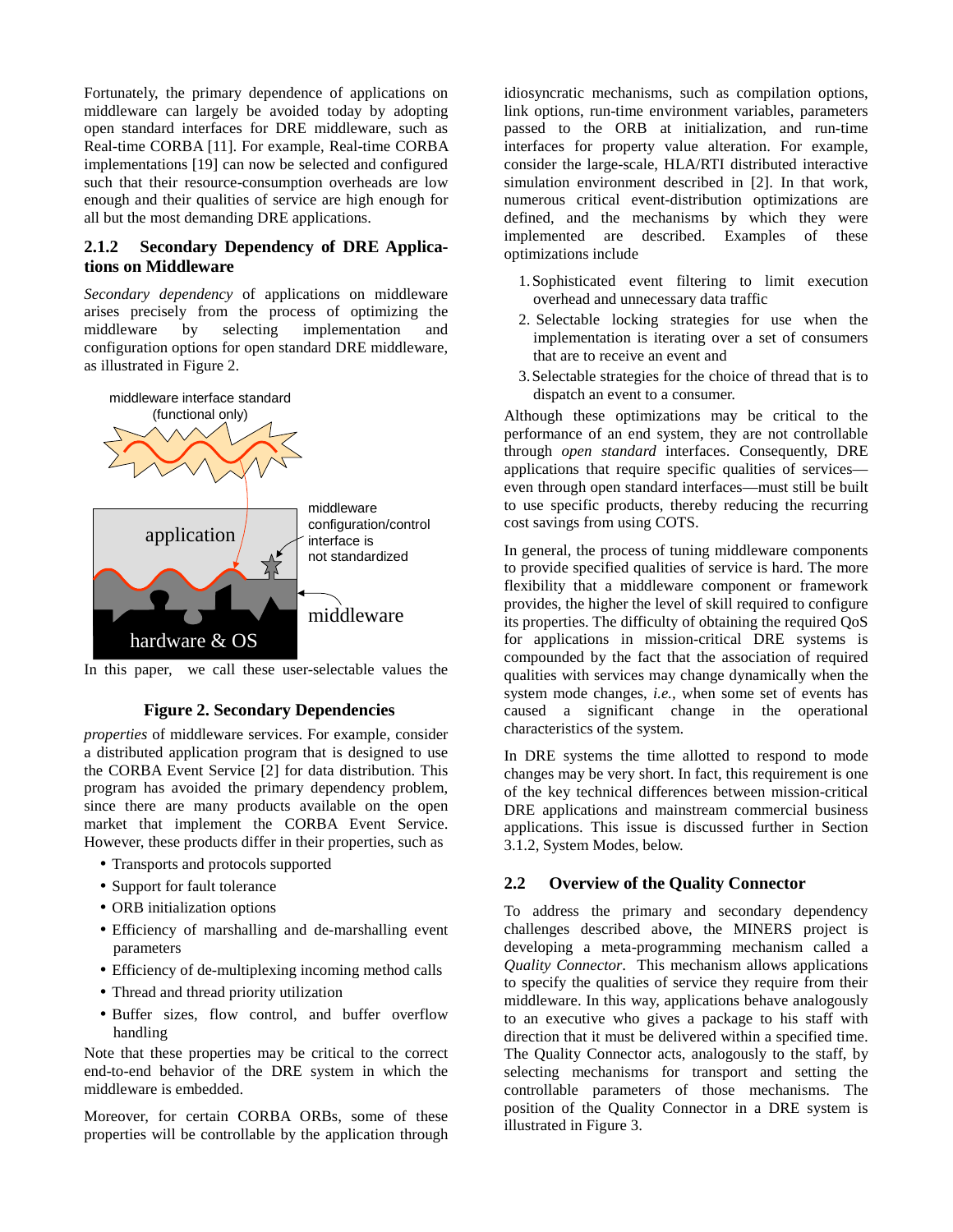Fortunately, the primary dependence of applications on middleware can largely be avoided today by adopting open standard interfaces for DRE middleware, such as Real-time CORBA [11]. For example, Real-time CORBA implementations [19] can now be selected and configured such that their resource-consumption overheads are low enough and their qualities of service are high enough for all but the most demanding DRE applications.

### 2.1.2 Secondary Dependency of DRE Applications on Middleware

*Secondary dependency* of applications on middleware arises precisely from the process of optimizing the middleware by selecting implementation and configuration options for open standard DRE middleware, as illustrated in Figure 2.

**Figure 2. Secondary Dependencies**

In this paper, we call these user-selectable values the *properties* of middleware services. For example, consider a distributed application program that is designed to use the CORBA Event Service [2] for data distribution. This program has avoided the primary dependency problem, since there are many products available on the open market that implement the CORBA Event Service. However, these products differ in their properties, such as

- Transports and protocols supported
- Support for fault tolerance
- ORB initialization options
- Efficiency of marshalling and de-marshalling event parameters
- Efficiency of de-multiplexing incoming method calls
- Thread and thread priority utilization
- Buffer sizes, flow control, and buffer overflow handling

Note that these properties may be critical to the correct end-to-end behavior of the DRE system in which the middleware is embedded.

Moreover, for certain CORBA ORBs, some of these properties will be controllable by the application through idiosyncratic mechanisms, such as compilation options, link options, run-time environment variables, parameters passed to the ORB at initialization, and run-time interfaces for property value alteration. For example, consider the large-scale, HLA/RTI distributed interactive simulation environment described in [2]. In that work, numerous critical event-distribution optimizations are defined, and the mechanisms by which they were implemented are described. Examples of these optimizations include

1. Sophisticated event filtering to limit execution overhead and unnecessary data traffic
2. Selectable locking strategies for use when the implementation is iterating over a set of consumers that are to receive an event and
3. Selectable strategies for the choice of thread that is to dispatch an event to a consumer.

Although these optimizations may be critical to the performance of an end system, they are not controllable through *open standard* interfaces. Consequently, DRE applications that require specific qualities of services—even through open standard interfaces—must still be built to use specific products, thereby reducing the recurring cost savings from using COTS.

In general, the process of tuning middleware components to provide specified qualities of service is hard. The more flexibility that a middleware component or framework provides, the higher the level of skill required to configure its properties. The difficulty of obtaining the required QoS for applications in mission-critical DRE systems is compounded by the fact that the association of required qualities with services may change dynamically when the system mode changes, *i.e.,* when some set of events has caused a significant change in the operational characteristics of the system.

In DRE systems the time allotted to respond to mode changes may be very short. In fact, this requirement is one of the key technical differences between mission-critical DRE applications and mainstream commercial business applications. This issue is discussed further in Section 3.1.2, System Modes, below.

## 2.2 Overview of the Quality Connector

To address the primary and secondary dependency challenges described above, the MINERS project is developing a meta-programming mechanism called a *Quality Connector*. This mechanism allows applications to specify the qualities of service they require from their middleware. In this way, applications behave analogously to an executive who gives a package to his staff with direction that it must be delivered within a specified time. The Quality Connector acts, analogously to the staff, by selecting mechanisms for transport and setting the controllable parameters of those mechanisms. The position of the Quality Connector in a DRE system is illustrated in Figure 3.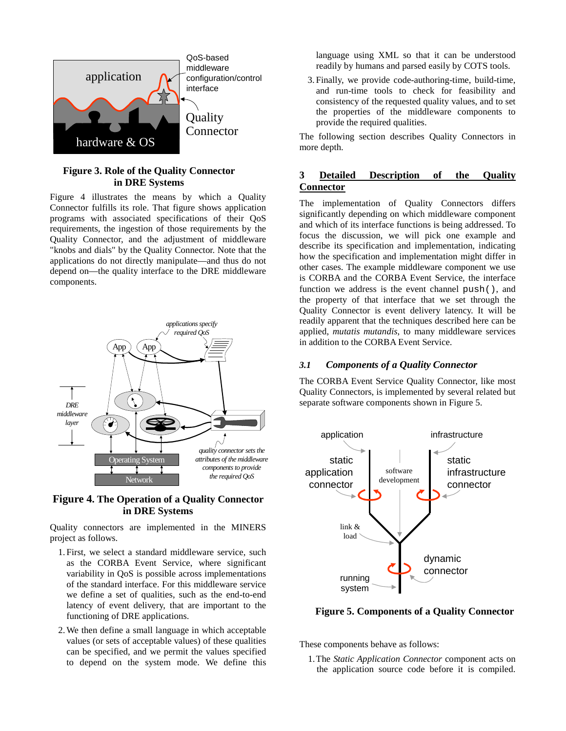Figure 3. Role of the Quality Connector in DRE Systems

Figure 4 illustrates the means by which a Quality Connector fulfills its role. That figure shows application programs with associated specifications of their QoS requirements, the ingestion of those requirements by the Quality Connector, and the adjustment of middleware "knobs and dials" by the Quality Connector. Note that the applications do not directly manipulate—and thus do not depend on—the quality interface to the DRE middleware components.

**Figure 4. The Operation of a Quality Connector in DRE Systems**

Quality connectors are implemented in the MINERS project as follows:

1. First, we select a standard middleware service, such as the CORBA Event Service, where significant variability in QoS is possible across implementations of the standard interface. For this middleware service we define a set of qualities, such as the end-to-end latency of event delivery, that are important to the functioning of DRE applications.
2. We then define a small language in which acceptable values (or sets of acceptable values) of these qualities can be specified, and we permit the values specified to depend on the system mode. We define this language using XML so that it can be understood readily by humans and parsed easily by COTS tools.
3. Finally, we provide code-authoring-time, build-time, and run-time tools to check for feasibility and consistency of the requested quality values, and to set the properties of the middleware components to provide the required qualities.

The following section describes Quality Connectors in more depth.

# 3 Detailed Description of the Quality Connector

The implementation of Quality Connectors differs significantly depending on which middleware component and which of its interface functions is being addressed. To focus the discussion, we will pick one example and describe its specification and implementation, indicating how the specification and implementation might differ in other cases. The example middleware component we use is CORBA and the CORBA Event Service, the interface function we address is the event channel `push()`, and the property of that interface that we set through the Quality Connector is event delivery latency. It will be readily apparent that the techniques described here can be applied, *mutatis mutandis*, to many middleware services in addition to the CORBA Event Service.

## *3.1 Components of a Quality Connector*

The CORBA Event Service Quality Connector, like most Quality Connectors, is implemented by several related but separate software components shown in Figure 5.

**Figure 5. Components of a Quality Connector**

These components behave as follows:

1. The *Static Application Connector* component acts on the application source code before it is compiled.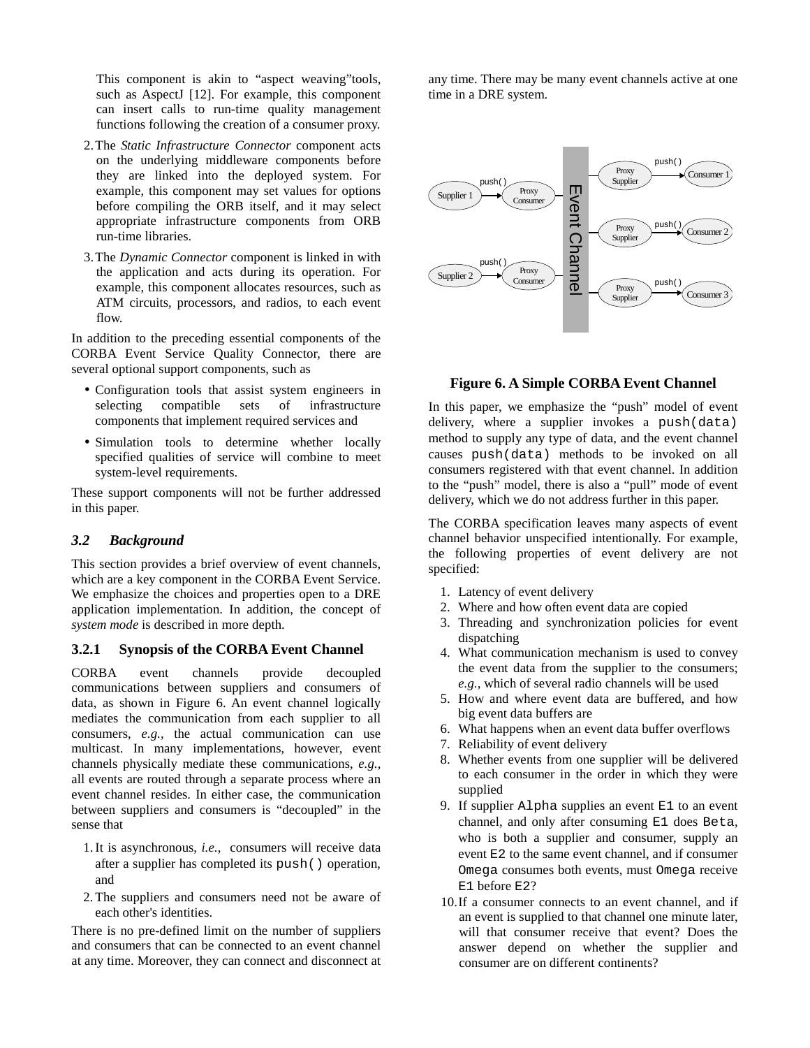This component is akin to "aspect weaving"tools, such as AspectJ [12]. For example, this component can insert calls to run-time quality management functions following the creation of a consumer proxy.

2. The *Static Infrastructure Connector* component acts on the underlying middleware components before they are linked into the deployed system. For example, this component may set values for options before compiling the ORB itself, and it may select appropriate infrastructure components from ORB run-time libraries.
3. The *Dynamic Connector* component is linked in with the application and acts during its operation. For example, this component allocates resources, such as ATM circuits, processors, and radios, to each event flow.

In addition to the preceding essential components of the CORBA Event Service Quality Connector, there are several optional support components, such as

- Configuration tools that assist system engineers in selecting compatible sets of infrastructure components that implement required services and
- Simulation tools to determine whether locally specified qualities of service will combine to meet system-level requirements.

These support components will not be further addressed in this paper.

### *3.2 Background*

This section provides a brief overview of event channels, which are a key component in the CORBA Event Service. We emphasize the choices and properties open to a DRE application implementation. In addition, the concept of *system mode* is described in more depth.

#### 3.2.1 Synopsis of the CORBA Event Channel

CORBA event channels provide decoupled communications between suppliers and consumers of data, as shown in Figure 6. An event channel logically mediates the communication from each supplier to all consumers, *e.g.,* the actual communication can use multicast. In many implementations, however, event channels physically mediate these communications, *e.g.,* all events are routed through a separate process where an event channel resides. In either case, the communication between suppliers and consumers is "decoupled" in the sense that

1. It is asynchronous, *i.e.,* consumers will receive data after a supplier has completed its `push()` operation, and
2. The suppliers and consumers need not be aware of each other's identities.

There is no pre-defined limit on the number of suppliers and consumers that can be connected to an event channel at any time. Moreover, they can connect and disconnect at any time. There may be many event channels active at one time in a DRE system.

**Figure 6. A Simple CORBA Event Channel**

In this paper, we emphasize the "push" model of event delivery, where a supplier invokes a `push(data)` method to supply any type of data, and the event channel causes `push(data)` methods to be invoked on all consumers registered with that event channel. In addition to the "push" model, there is also a "pull" mode of event delivery, which we do not address further in this paper.

The CORBA specification leaves many aspects of event channel behavior unspecified intentionally. For example, the following properties of event delivery are not specified:

1. Latency of event delivery
2. Where and how often event data are copied
3. Threading and synchronization policies for event dispatching
4. What communication mechanism is used to convey the event data from the supplier to the consumers; *e.g.,* which of several radio channels will be used
5. How and where event data are buffered, and how big event data buffers are
6. What happens when an event data buffer overflows
7. Reliability of event delivery
8. Whether events from one supplier will be delivered to each consumer in the order in which they were supplied
9. If supplier `Alpha` supplies an event `E1` to an event channel, and only after consuming `E1` does `Beta`, who is both a supplier and consumer, supply an event `E2` to the same event channel, and if consumer `Omega` consumes both events, must `Omega` receive `E1` before `E2`?
10. If a consumer connects to an event channel, and if an event is supplied to that channel one minute later, will that consumer receive that event? Does the answer depend on whether the supplier and consumer are on different continents?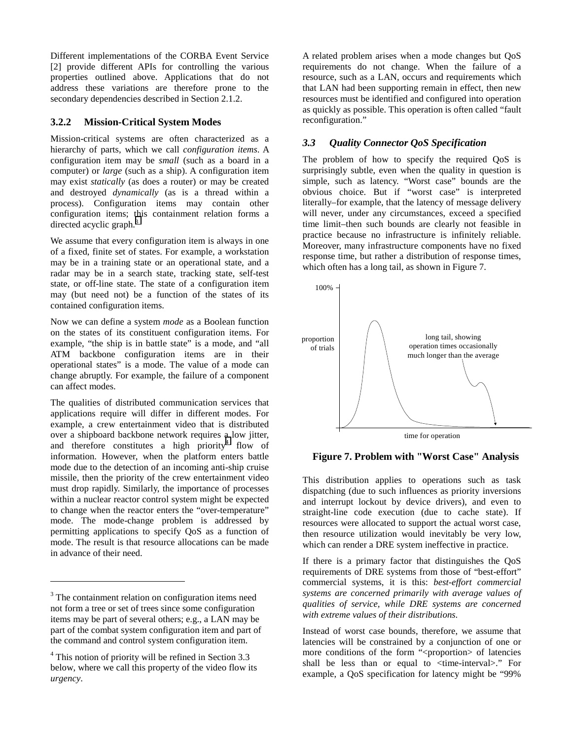Different implementations of the CORBA Event Service [2] provide different APIs for controlling the various properties outlined above. Applications that do not address these variations are therefore prone to the secondary dependencies described in Section 2.1.2.

### 3.2.2 Mission-Critical System Modes

Mission-critical systems are often characterized as a hierarchy of parts, which we call *configuration items*. A configuration item may be *small* (such as a board in a computer) or *large* (such as a ship). A configuration item may exist *statically* (as does a router) or may be created and destroyed *dynamically* (as is a thread within a process). Configuration items may contain other configuration items; this containment relation forms a directed acyclic graph.[3]

We assume that every configuration item is always in one of a fixed, finite set of states. For example, a workstation may be in a training state or an operational state, and a radar may be in a search state, tracking state, self-test state, or off-line state. The state of a configuration item may (but need not) be a function of the states of its contained configuration items.

Now we can define a system *mode* as a Boolean function on the states of its constituent configuration items. For example, "the ship is in battle state" is a mode, and "all ATM backbone configuration items are in their operational states" is a mode. The value of a mode can change abruptly. For example, the failure of a component can affect modes.

The qualities of distributed communication services that applications require will differ in different modes. For example, a crew entertainment video that is distributed over a shipboard backbone network requires a low jitter, and therefore constitutes a high priority[4] flow of information. However, when the platform enters battle mode due to the detection of an incoming anti-ship cruise missile, then the priority of the crew entertainment video must drop rapidly. Similarly, the importance of processes within a nuclear reactor control system might be expected to change when the reactor enters the "over-temperature" mode. The mode-change problem is addressed by permitting applications to specify QoS as a function of mode. The result is that resource allocations can be made in advance of their need.

A related problem arises when a mode changes but QoS requirements do not change. When the failure of a resource, such as a LAN, occurs and requirements which that LAN had been supporting remain in effect, then new resources must be identified and configured into operation as quickly as possible. This operation is often called "fault reconfiguration."

## *3.3 Quality Connector QoS Specification*

The problem of how to specify the required QoS is surprisingly subtle, even when the quality in question is simple, such as latency. "Worst case" bounds are the obvious choice. But if "worst case" is interpreted literally–for example, that the latency of message delivery will never, under any circumstances, exceed a specified time limit–then such bounds are clearly not feasible in practice because no infrastructure is infinitely reliable. Moreover, many infrastructure components have no fixed response time, but rather a distribution of response times, which often has a long tail, as shown in Figure 7.

**Figure 7. Problem with "Worst Case" Analysis**

This distribution applies to operations such as task dispatching (due to such influences as priority inversions and interrupt lockout by device drivers), and even to straight-line code execution (due to cache state). If resources were allocated to support the actual worst case, then resource utilization would inevitably be very low, which can render a DRE system ineffective in practice.

If there is a primary factor that distinguishes the QoS requirements of DRE systems from those of "best-effort" commercial systems, it is this: *best-effort commercial systems are concerned primarily with average values of qualities of service, while DRE systems are concerned with extreme values of their distributions.*

Instead of worst case bounds, therefore, we assume that latencies will be constrained by a conjunction of one or more conditions of the form "<proportion> of latencies shall be less than or equal to <time-interval>." For example, a QoS specification for latency might be "99%

---

[3] The containment relation on configuration items need not form a tree or set of trees since some configuration items may be part of several others; e.g., a LAN may be part of the combat system configuration item and part of the command and control system configuration item.

[4] This notion of priority will be refined in Section 3.3 below, where we call this property of the video flow its *urgency*.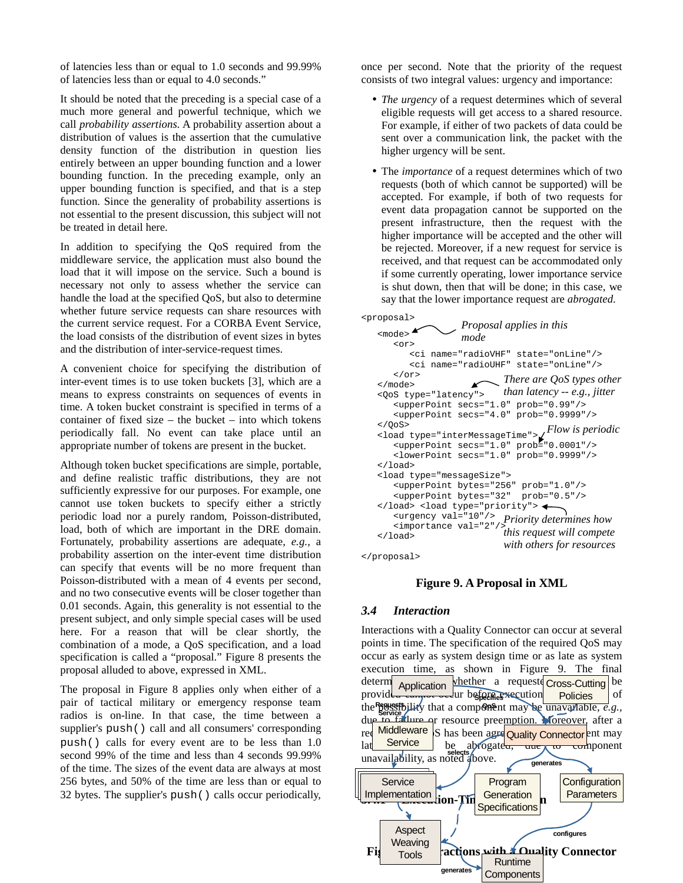of latencies less than or equal to 1.0 seconds and 99.99% of latencies less than or equal to 4.0 seconds."

It should be noted that the preceding is a special case of a much more general and powerful technique, which we call *probability assertions.* A probability assertion about a distribution of values is the assertion that the cumulative density function of the distribution in question lies entirely between an upper bounding function and a lower bounding function. In the preceding example, only an upper bounding function is specified, and that is a step function. Since the generality of probability assertions is not essential to the present discussion, this subject will not be treated in detail here.

In addition to specifying the QoS required from the middleware service, the application must also bound the load that it will impose on the service. Such a bound is necessary not only to assess whether the service can handle the load at the specified QoS, but also to determine whether future service requests can share resources with the current service request. For a CORBA Event Service, the load consists of the distribution of event sizes in bytes and the distribution of inter-service-request times.

A convenient choice for specifying the distribution of inter-event times is to use token buckets [3], which are a means to express constraints on sequences of events in time. A token bucket constraint is specified in terms of a container of fixed size – the bucket – into which tokens periodically fall. No event can take place until an appropriate number of tokens are present in the bucket.

Although token bucket specifications are simple, portable, and define realistic traffic distributions, they are not sufficiently expressive for our purposes. For example, one cannot use token buckets to specify either a strictly periodic load nor a purely random, Poisson-distributed, load, both of which are important in the DRE domain. Fortunately, probability assertions are adequate, *e.g.*, a probability assertion on the inter-event time distribution can specify that events will be no more frequent than Poisson-distributed with a mean of 4 events per second, and no two consecutive events will be closer together than 0.01 seconds. Again, this generality is not essential to the present subject, and only simple special cases will be used here. For a reason that will be clear shortly, the combination of a mode, a QoS specification, and a load specification is called a "proposal." Figure 8 presents the proposal alluded to above, expressed in XML.

The proposal in Figure 8 applies only when either of a pair of tactical military or emergency response team radios is on-line. In that case, the time between a supplier's `push()` call and all consumers' corresponding `push()` calls for every event are to be less than 1.0 second 99% of the time and less than 4 seconds 99.99% of the time. The sizes of the event data are always at most 256 bytes, and 50% of the time are less than or equal to 32 bytes. The supplier's `push()` calls occur periodically, once per second. Note that the priority of the request consists of two integral values: urgency and importance:

- *The urgency* of a request determines which of several eligible requests will get access to a shared resource. For example, if either of two packets of data could be sent over a communication link, the packet with the higher urgency will be sent.
- The *importance* of a request determines which of two requests (both of which cannot be supported) will be accepted. For example, if both of two requests for event data propagation cannot be supported on the present infrastructure, then the request with the higher importance will be accepted and the other will be rejected. Moreover, if a new request for service is received, and that request can be accommodated only if some currently operating, lower importance service is shut down, then that will be done; in this case, we say that the lower importance request are *abrogated.*

```
<proposal>
  <mode>                                   Proposal applies in this mode
    <or>
      <ci name="radioVHF" state="onLine"/>
      <ci name="radioUHF" state="onLine"/>
    </or>
  </mode>                                  There are QoS types other
  <QoS type="latency">                     than latency -- e.g., jitter
    <upperPoint secs="1.0" prob="0.99"/>
    <upperPoint secs="4.0" prob="0.9999"/>
  </QoS>                                   Flow is periodic
  <load type="interMessageTime">
    <upperPoint secs="1.0" prob="0.0001"/>
    <lowerPoint secs="1.0" prob="0.9999"/>
  </load>
  <load type="messageSize">
    <upperPoint bytes="256" prob="1.0"/>
    <upperPoint bytes="32"  prob="0.5"/>
  </load> <load type="priority">
    <urgency val="10"/>                    Priority determines how
    <importance val="2"/>                  this request will compete
  </load>                                  with others for resources
</proposal>
```

**Figure 9. A Proposal in XML**

### *3.4 Interaction*

Interactions with a Quality Connector can occur at several points in time. The specification of the required QoS may occur as early as system design time or as late as system execution time, as shown in Figure 9. The final determination of whether a requested QoS can be provided cannot occur before execution because of the possibility that a component may be unavailable, *e.g.*, due to failure or resource preemption. Moreover, after a requested QoS has been agreed upon, that agreement may later be abrogated, due to component unavailability, as noted above.

Application — Cross-Cutting Policies — Requests Service — Specifies QoS — Middleware Service — Quality Connector — selects — generates — Service Implementation — Program Generation Specifications — Configuration Parameters — Aspect Weaving Tools — configures — generates — Runtime Components

**Figure 10. Interactions with a Quality Connector**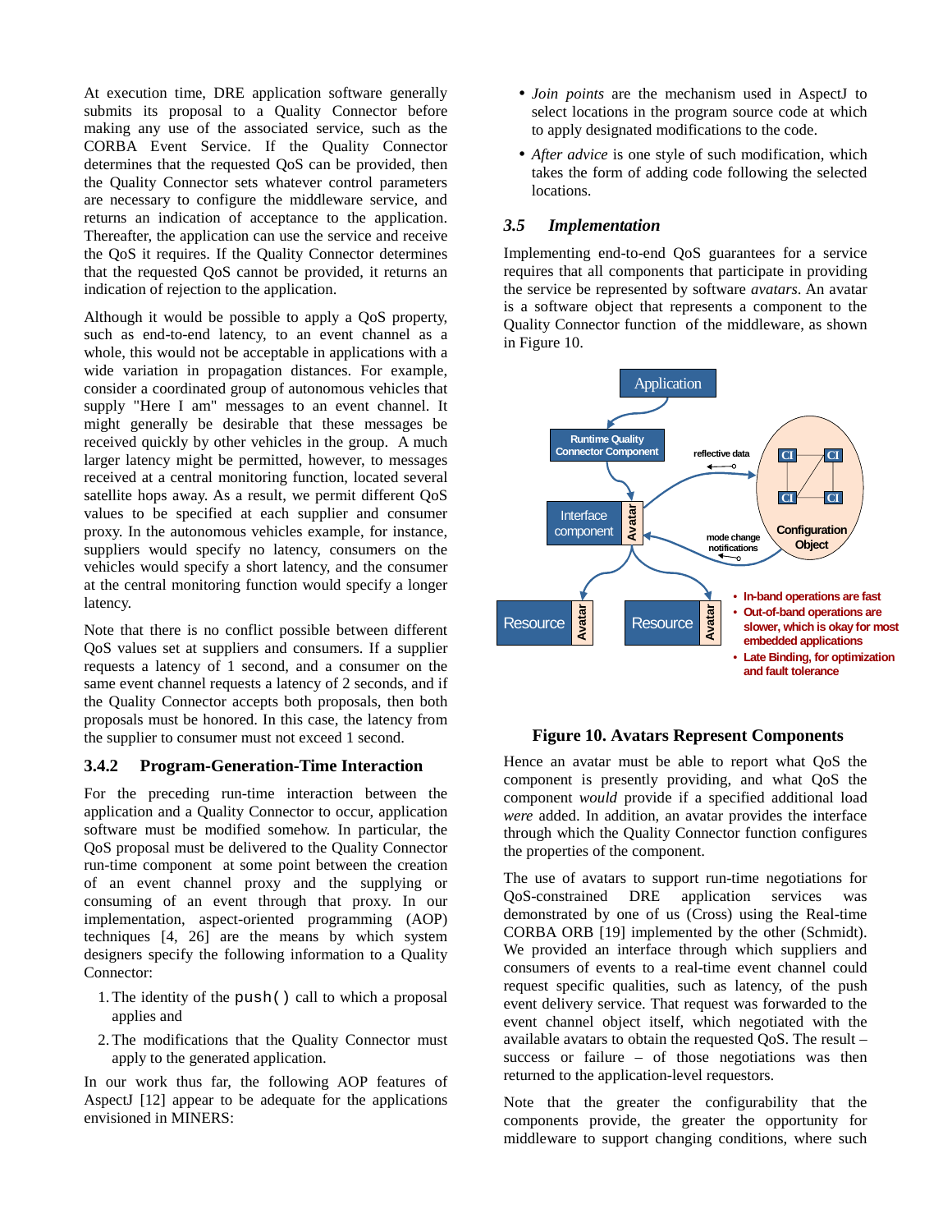At execution time, DRE application software generally submits its proposal to a Quality Connector before making any use of the associated service, such as the CORBA Event Service. If the Quality Connector determines that the requested QoS can be provided, then the Quality Connector sets whatever control parameters are necessary to configure the middleware service, and returns an indication of acceptance to the application. Thereafter, the application can use the service and receive the QoS it requires. If the Quality Connector determines that the requested QoS cannot be provided, it returns an indication of rejection to the application.

Although it would be possible to apply a QoS property, such as end-to-end latency, to an event channel as a whole, this would not be acceptable in applications with a wide variation in propagation distances. For example, consider a coordinated group of autonomous vehicles that supply "Here I am" messages to an event channel. It might generally be desirable that these messages be received quickly by other vehicles in the group. A much larger latency might be permitted, however, to messages received at a central monitoring function, located several satellite hops away. As a result, we permit different QoS values to be specified at each supplier and consumer proxy. In the autonomous vehicles example, for instance, suppliers would specify no latency, consumers on the vehicles would specify a short latency, and the consumer at the central monitoring function would specify a longer latency.

Note that there is no conflict possible between different QoS values set at suppliers and consumers. If a supplier requests a latency of 1 second, and a consumer on the same event channel requests a latency of 2 seconds, and if the Quality Connector accepts both proposals, then both proposals must be honored. In this case, the latency from the supplier to consumer must not exceed 1 second.

### 3.4.2 Program-Generation-Time Interaction

For the preceding run-time interaction between the application and a Quality Connector to occur, application software must be modified somehow. In particular, the QoS proposal must be delivered to the Quality Connector run-time component at some point between the creation of an event channel proxy and the supplying or consuming of an event through that proxy. In our implementation, aspect-oriented programming (AOP) techniques [4, 26] are the means by which system designers specify the following information to a Quality Connector:

1. The identity of the `push()` call to which a proposal applies and
2. The modifications that the Quality Connector must apply to the generated application.

In our work thus far, the following AOP features of AspectJ [12] appear to be adequate for the applications envisioned in MINERS:

- *Join points* are the mechanism used in AspectJ to select locations in the program source code at which to apply designated modifications to the code.
- *After advice* is one style of such modification, which takes the form of adding code following the selected locations.

### 3.5 Implementation

Implementing end-to-end QoS guarantees for a service requires that all components that participate in providing the service be represented by software *avatars*. An avatar is a software object that represents a component to the Quality Connector function of the middleware, as shown in Figure 10.

**Figure 10. Avatars Represent Components**

Hence an avatar must be able to report what QoS the component is presently providing, and what QoS the component *would* provide if a specified additional load *were* added. In addition, an avatar provides the interface through which the Quality Connector function configures the properties of the component.

The use of avatars to support run-time negotiations for QoS-constrained DRE application services was demonstrated by one of us (Cross) using the Real-time CORBA ORB [19] implemented by the other (Schmidt). We provided an interface through which suppliers and consumers of events to a real-time event channel could request specific qualities, such as latency, of the push event delivery service. That request was forwarded to the event channel object itself, which negotiated with the available avatars to obtain the requested QoS. The result – success or failure – of those negotiations was then returned to the application-level requestors.

Note that the greater the configurability that the components provide, the greater the opportunity for middleware to support changing conditions, where such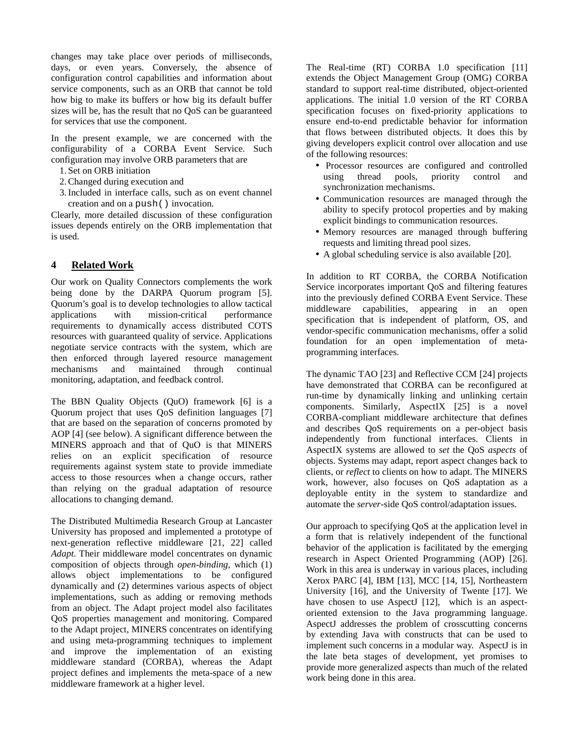changes may take place over periods of milliseconds, days, or even years. Conversely, the absence of configuration control capabilities and information about service components, such as an ORB that cannot be told how big to make its buffers or how big its default buffer sizes will be, has the result that no QoS can be guaranteed for services that use the component.

In the present example, we are concerned with the configurability of a CORBA Event Service. Such configuration may involve ORB parameters that are

1. Set on ORB initiation
2. Changed during execution and
3. Included in interface calls, such as on event channel creation and on a `push()` invocation.

Clearly, more detailed discussion of these configuration issues depends entirely on the ORB implementation that is used.

## 4 Related Work

Our work on Quality Connectors complements the work being done by the DARPA Quorum program [5]. Quorum's goal is to develop technologies to allow tactical applications with mission-critical performance requirements to dynamically access distributed COTS resources with guaranteed quality of service. Applications negotiate service contracts with the system, which are then enforced through layered resource management mechanisms and maintained through continual monitoring, adaptation, and feedback control.

The BBN Quality Objects (QuO) framework [6] is a Quorum project that uses QoS definition languages [7] that are based on the separation of concerns promoted by AOP [4] (see below). A significant difference between the MINERS approach and that of QuO is that MINERS relies on an explicit specification of resource requirements against system state to provide immediate access to those resources when a change occurs, rather than relying on the gradual adaptation of resource allocations to changing demand.

The Distributed Multimedia Research Group at Lancaster University has proposed and implemented a prototype of next-generation reflective middleware [21, 22] called *Adapt*. Their middleware model concentrates on dynamic composition of objects through *open-binding*, which (1) allows object implementations to be configured dynamically and (2) determines various aspects of object implementations, such as adding or removing methods from an object. The Adapt project model also facilitates QoS properties management and monitoring. Compared to the Adapt project, MINERS concentrates on identifying and using meta-programming techniques to implement and improve the implementation of an existing middleware standard (CORBA), whereas the Adapt project defines and implements the meta-space of a new middleware framework at a higher level.

The Real-time (RT) CORBA 1.0 specification [11] extends the Object Management Group (OMG) CORBA standard to support real-time distributed, object-oriented applications. The initial 1.0 version of the RT CORBA specification focuses on fixed-priority applications to ensure end-to-end predictable behavior for information that flows between distributed objects. It does this by giving developers explicit control over allocation and use of the following resources:

- Processor resources are configured and controlled using thread pools, priority control and synchronization mechanisms.
- Communication resources are managed through the ability to specify protocol properties and by making explicit bindings to communication resources.
- Memory resources are managed through buffering requests and limiting thread pool sizes.
- A global scheduling service is also available [20].

In addition to RT CORBA, the CORBA Notification Service incorporates important QoS and filtering features into the previously defined CORBA Event Service. These middleware capabilities, appearing in an open specification that is independent of platform, OS, and vendor-specific communication mechanisms, offer a solid foundation for an open implementation of meta-programming interfaces.

The dynamic TAO [23] and Reflective CCM [24] projects have demonstrated that CORBA can be reconfigured at run-time by dynamically linking and unlinking certain components. Similarly, AspectIX [25] is a novel CORBA-compliant middleware architecture that defines and describes QoS requirements on a per-object basis independently from functional interfaces. Clients in AspectIX systems are allowed to *set* the QoS *aspects* of objects. Systems may adapt, report aspect changes back to clients, or *reflect* to clients on how to adapt. The MINERS work, however, also focuses on QoS adaptation as a deployable entity in the system to standardize and automate the *server*-side QoS control/adaptation issues.

Our approach to specifying QoS at the application level in a form that is relatively independent of the functional behavior of the application is facilitated by the emerging research in Aspect Oriented Programming (AOP) [26]. Work in this area is underway in various places, including Xerox PARC [4], IBM [13], MCC [14, 15], Northeastern University [16], and the University of Twente [17]. We have chosen to use AspectJ [12], which is an aspect-oriented extension to the Java programming language. AspectJ addresses the problem of crosscutting concerns by extending Java with constructs that can be used to implement such concerns in a modular way. AspectJ is in the late beta stages of development, yet promises to provide more generalized aspects than much of the related work being done in this area.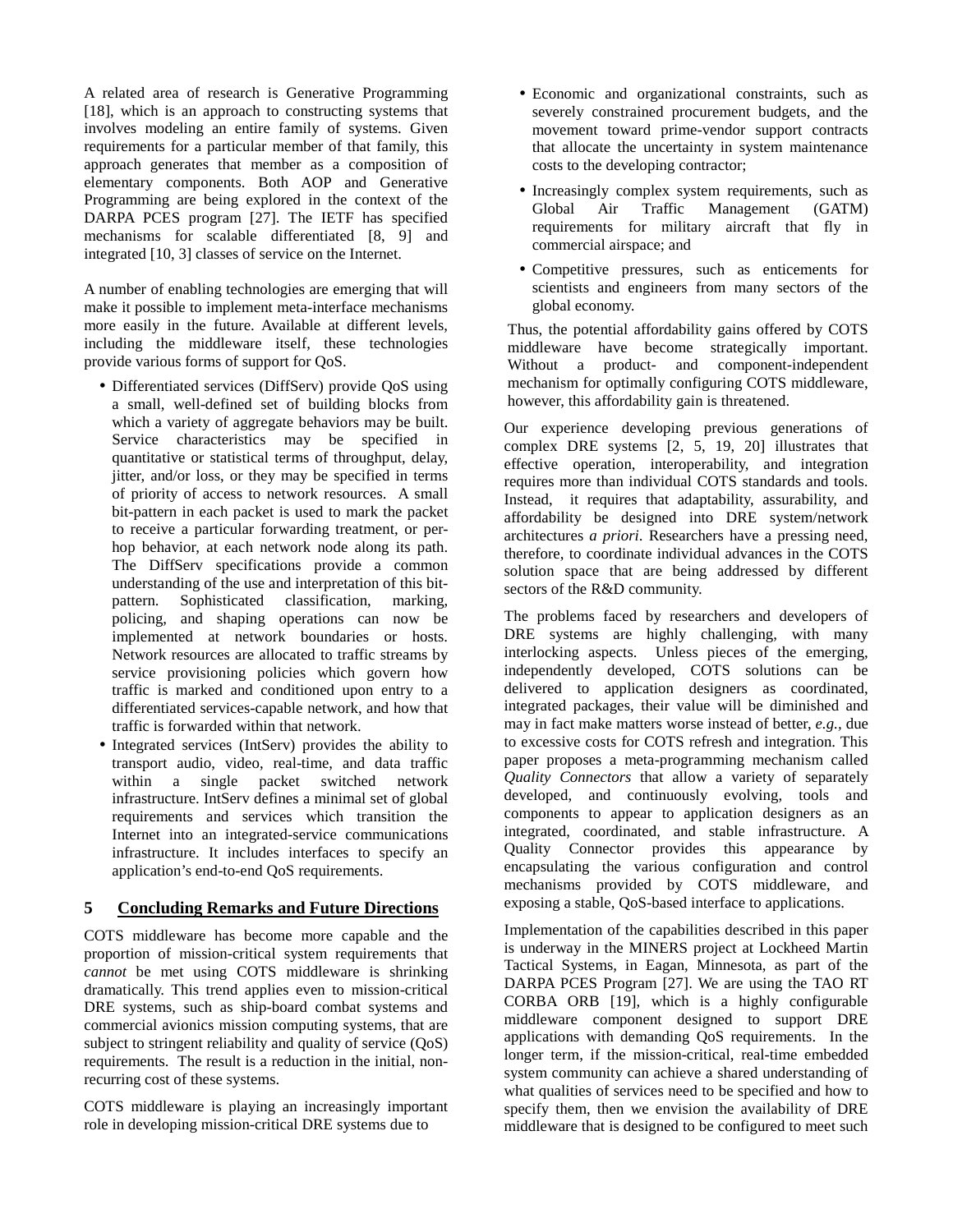A related area of research is Generative Programming [18], which is an approach to constructing systems that involves modeling an entire family of systems. Given requirements for a particular member of that family, this approach generates that member as a composition of elementary components. Both AOP and Generative Programming are being explored in the context of the DARPA PCES program [27]. The IETF has specified mechanisms for scalable differentiated [8, 9] and integrated [10, 3] classes of service on the Internet.

A number of enabling technologies are emerging that will make it possible to implement meta-interface mechanisms more easily in the future. Available at different levels, including the middleware itself, these technologies provide various forms of support for QoS.

- Differentiated services (DiffServ) provide QoS using a small, well-defined set of building blocks from which a variety of aggregate behaviors may be built. Service characteristics may be specified in quantitative or statistical terms of throughput, delay, jitter, and/or loss, or they may be specified in terms of priority of access to network resources. A small bit-pattern in each packet is used to mark the packet to receive a particular forwarding treatment, or per-hop behavior, at each network node along its path. The DiffServ specifications provide a common understanding of the use and interpretation of this bit-pattern. Sophisticated classification, marking, policing, and shaping operations can now be implemented at network boundaries or hosts. Network resources are allocated to traffic streams by service provisioning policies which govern how traffic is marked and conditioned upon entry to a differentiated services-capable network, and how that traffic is forwarded within that network.
- Integrated services (IntServ) provides the ability to transport audio, video, real-time, and data traffic within a single packet switched network infrastructure. IntServ defines a minimal set of global requirements and services which transition the Internet into an integrated-service communications infrastructure. It includes interfaces to specify an application's end-to-end QoS requirements.

## 5 Concluding Remarks and Future Directions

COTS middleware has become more capable and the proportion of mission-critical system requirements that *cannot* be met using COTS middleware is shrinking dramatically. This trend applies even to mission-critical DRE systems, such as ship-board combat systems and commercial avionics mission computing systems, that are subject to stringent reliability and quality of service (QoS) requirements. The result is a reduction in the initial, non-recurring cost of these systems.

COTS middleware is playing an increasingly important role in developing mission-critical DRE systems due to

- Economic and organizational constraints, such as severely constrained procurement budgets, and the movement toward prime-vendor support contracts that allocate the uncertainty in system maintenance costs to the developing contractor;
- Increasingly complex system requirements, such as Global Air Traffic Management (GATM) requirements for military aircraft that fly in commercial airspace; and
- Competitive pressures, such as enticements for scientists and engineers from many sectors of the global economy.

Thus, the potential affordability gains offered by COTS middleware have become strategically important. Without a product- and component-independent mechanism for optimally configuring COTS middleware, however, this affordability gain is threatened.

Our experience developing previous generations of complex DRE systems [2, 5, 19, 20] illustrates that effective operation, interoperability, and integration requires more than individual COTS standards and tools. Instead, it requires that adaptability, assurability, and affordability be designed into DRE system/network architectures *a priori*. Researchers have a pressing need, therefore, to coordinate individual advances in the COTS solution space that are being addressed by different sectors of the R&D community.

The problems faced by researchers and developers of DRE systems are highly challenging, with many interlocking aspects. Unless pieces of the emerging, independently developed, COTS solutions can be delivered to application designers as coordinated, integrated packages, their value will be diminished and may in fact make matters worse instead of better, *e.g.,* due to excessive costs for COTS refresh and integration. This paper proposes a meta-programming mechanism called *Quality Connectors* that allow a variety of separately developed, and continuously evolving, tools and components to appear to application designers as an integrated, coordinated, and stable infrastructure. A Quality Connector provides this appearance by encapsulating the various configuration and control mechanisms provided by COTS middleware, and exposing a stable, QoS-based interface to applications.

Implementation of the capabilities described in this paper is underway in the MINERS project at Lockheed Martin Tactical Systems, in Eagan, Minnesota, as part of the DARPA PCES Program [27]. We are using the TAO RT CORBA ORB [19], which is a highly configurable middleware component designed to support DRE applications with demanding QoS requirements. In the longer term, if the mission-critical, real-time embedded system community can achieve a shared understanding of what qualities of services need to be specified and how to specify them, then we envision the availability of DRE middleware that is designed to be configured to meet such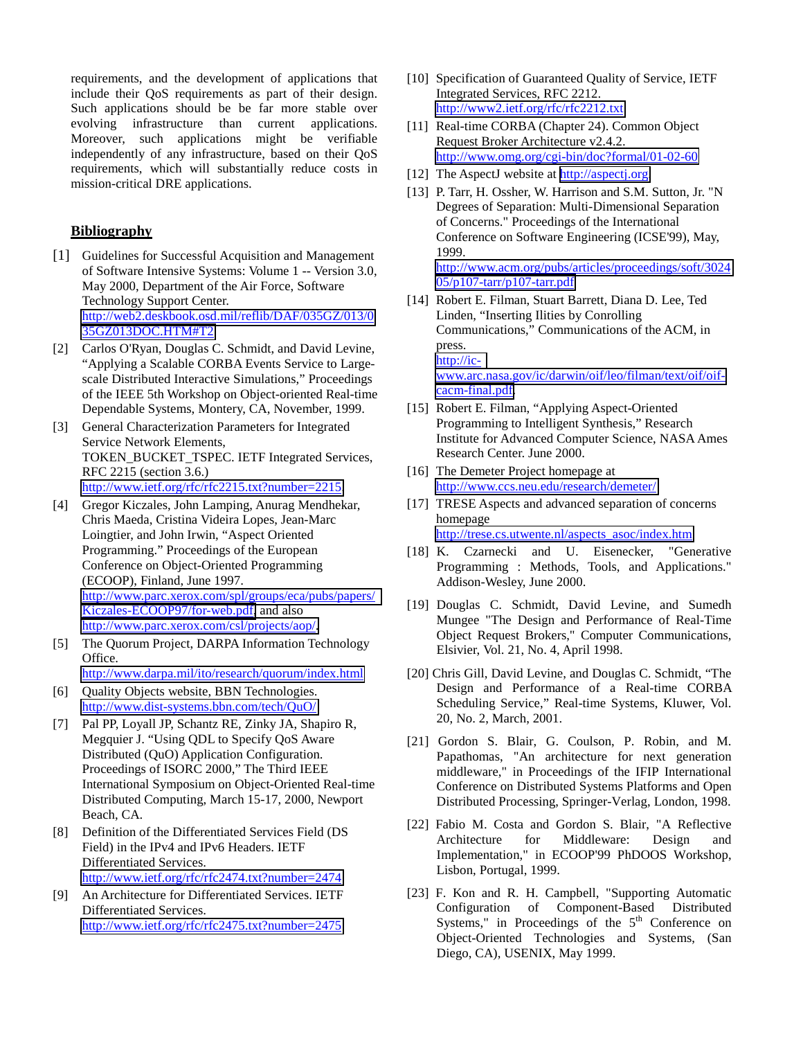requirements, and the development of applications that include their QoS requirements as part of their design. Such applications should be be far more stable over evolving infrastructure than current applications. Moreover, such applications might be verifiable independently of any infrastructure, based on their QoS requirements, which will substantially reduce costs in mission-critical DRE applications.

## Bibliography

[1] Guidelines for Successful Acquisition and Management of Software Intensive Systems: Volume 1 -- Version 3.0, May 2000, Department of the Air Force, Software Technology Support Center. http://web2.deskbook.osd.mil/reflib/DAF/035GZ/013/035GZ013DOC.HTM#T2

[2] Carlos O'Ryan, Douglas C. Schmidt, and David Levine, "Applying a Scalable CORBA Events Service to Large-scale Distributed Interactive Simulations," Proceedings of the IEEE 5th Workshop on Object-oriented Real-time Dependable Systems, Montery, CA, November, 1999.

[3] General Characterization Parameters for Integrated Service Network Elements, TOKEN_BUCKET_TSPEC. IETF Integrated Services, RFC 2215 (section 3.6.) http://www.ietf.org/rfc/rfc2215.txt?number=2215

[4] Gregor Kiczales, John Lamping, Anurag Mendhekar, Chris Maeda, Cristina Videira Lopes, Jean-Marc Loingtier, and John Irwin, "Aspect Oriented Programming." Proceedings of the European Conference on Object-Oriented Programming (ECOOP), Finland, June 1997. http://www.parc.xerox.com/spl/groups/eca/pubs/papers/Kiczales-ECOOP97/for-web.pdf and also http://www.parc.xerox.com/csl/projects/aop/.

[5] The Quorum Project, DARPA Information Technology Office. http://www.darpa.mil/ito/research/quorum/index.html

[6] Quality Objects website, BBN Technologies. http://www.dist-systems.bbn.com/tech/QuO/

[7] Pal PP, Loyall JP, Schantz RE, Zinky JA, Shapiro R, Megquier J. "Using QDL to Specify QoS Aware Distributed (QuO) Application Configuration. Proceedings of ISORC 2000," The Third IEEE International Symposium on Object-Oriented Real-time Distributed Computing, March 15-17, 2000, Newport Beach, CA.

[8] Definition of the Differentiated Services Field (DS Field) in the IPv4 and IPv6 Headers. IETF Differentiated Services. http://www.ietf.org/rfc/rfc2474.txt?number=2474

[9] An Architecture for Differentiated Services. IETF Differentiated Services. http://www.ietf.org/rfc/rfc2475.txt?number=2475

[10] Specification of Guaranteed Quality of Service, IETF Integrated Services, RFC 2212. http://www2.ietf.org/rfc/rfc2212.txt

[11] Real-time CORBA (Chapter 24). Common Object Request Broker Architecture v2.4.2. http://www.omg.org/cgi-bin/doc?formal/01-02-60

[12] The AspectJ website at http://aspectj.org

[13] P. Tarr, H. Ossher, W. Harrison and S.M. Sutton, Jr. "N Degrees of Separation: Multi-Dimensional Separation of Concerns." Proceedings of the International Conference on Software Engineering (ICSE'99), May, 1999. http://www.acm.org/pubs/articles/proceedings/soft/302405/p107-tarr/p107-tarr.pdf

[14] Robert E. Filman, Stuart Barrett, Diana D. Lee, Ted Linden, "Inserting Ilities by Conrolling Communications," Communications of the ACM, in press. http://ic-www.arc.nasa.gov/ic/darwin/oif/leo/filman/text/oif/oif-cacm-final.pdf.

[15] Robert E. Filman, "Applying Aspect-Oriented Programming to Intelligent Synthesis," Research Institute for Advanced Computer Science, NASA Ames Research Center. June 2000.

[16] The Demeter Project homepage at http://www.ccs.neu.edu/research/demeter/

[17] TRESE Aspects and advanced separation of concerns homepage http://trese.cs.utwente.nl/aspects_asoc/index.htm

[18] K. Czarnecki and U. Eisenecker, "Generative Programming : Methods, Tools, and Applications." Addison-Wesley, June 2000.

[19] Douglas C. Schmidt, David Levine, and Sumedh Mungee "The Design and Performance of Real-Time Object Request Brokers," Computer Communications, Elsivier, Vol. 21, No. 4, April 1998.

[20] Chris Gill, David Levine, and Douglas C. Schmidt, "The Design and Performance of a Real-time CORBA Scheduling Service," Real-time Systems, Kluwer, Vol. 20, No. 2, March, 2001.

[21] Gordon S. Blair, G. Coulson, P. Robin, and M. Papathomas, "An architecture for next generation middleware," in Proceedings of the IFIP International Conference on Distributed Systems Platforms and Open Distributed Processing, Springer-Verlag, London, 1998.

[22] Fabio M. Costa and Gordon S. Blair, "A Reflective Architecture for Middleware: Design and Implementation," in ECOOP'99 PhDOOS Workshop, Lisbon, Portugal, 1999.

[23] F. Kon and R. H. Campbell, "Supporting Automatic Configuration of Component-Based Distributed Systems," in Proceedings of the 5th Conference on Object-Oriented Technologies and Systems, (San Diego, CA), USENIX, May 1999.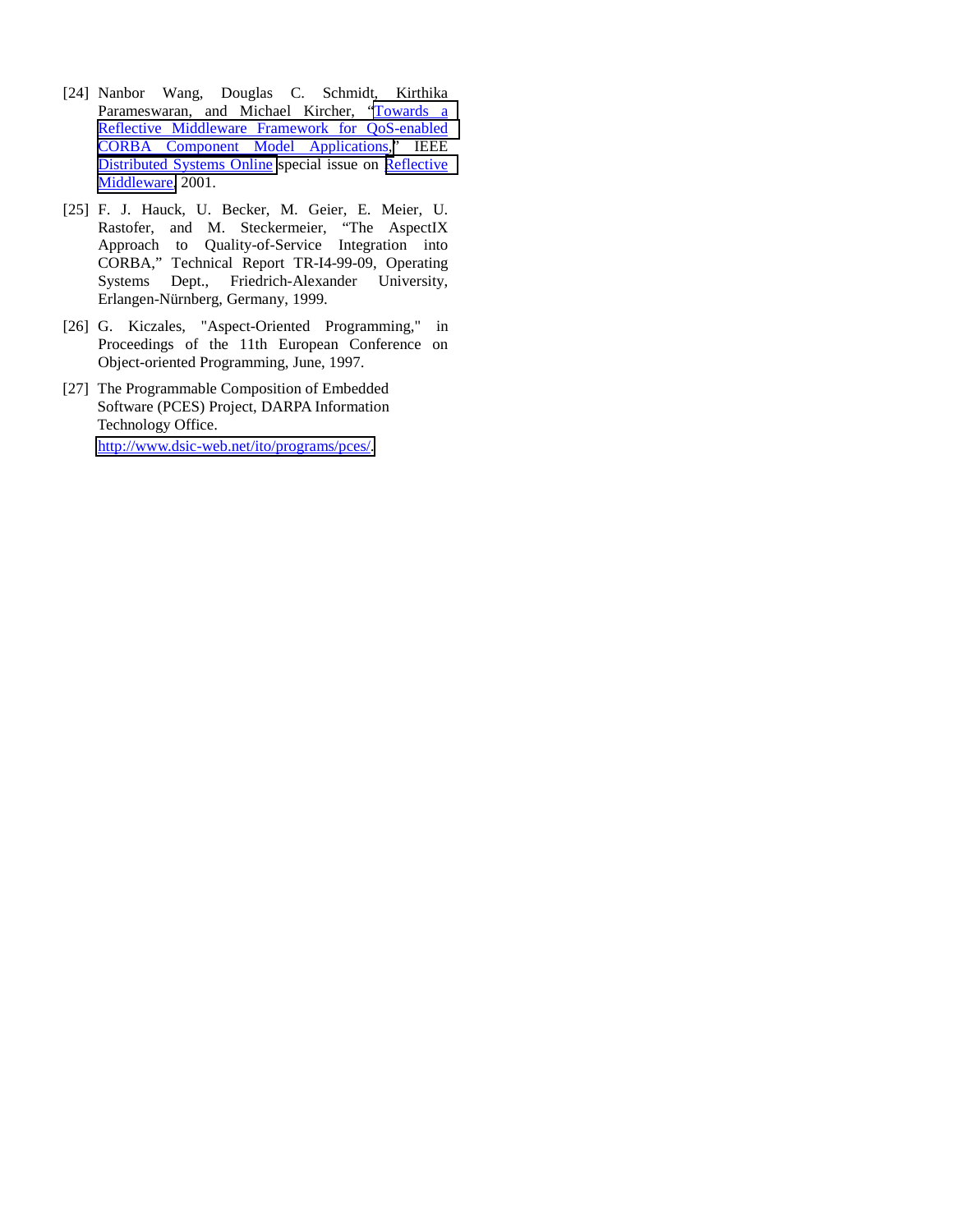[24] Nanbor Wang, Douglas C. Schmidt, Kirthika Parameswaran, and Michael Kircher, "Towards a Reflective Middleware Framework for QoS-enabled CORBA Component Model Applications," IEEE Distributed Systems Online special issue on Reflective Middleware, 2001.

[25] F. J. Hauck, U. Becker, M. Geier, E. Meier, U. Rastofer, and M. Steckermeier, "The AspectIX Approach to Quality-of-Service Integration into CORBA," Technical Report TR-I4-99-09, Operating Systems Dept., Friedrich-Alexander University, Erlangen-Nürnberg, Germany, 1999.

[26] G. Kiczales, "Aspect-Oriented Programming," in Proceedings of the 11th European Conference on Object-oriented Programming, June, 1997.

[27] The Programmable Composition of Embedded Software (PCES) Project, DARPA Information Technology Office. http://www.dsic-web.net/ito/programs/pces/.